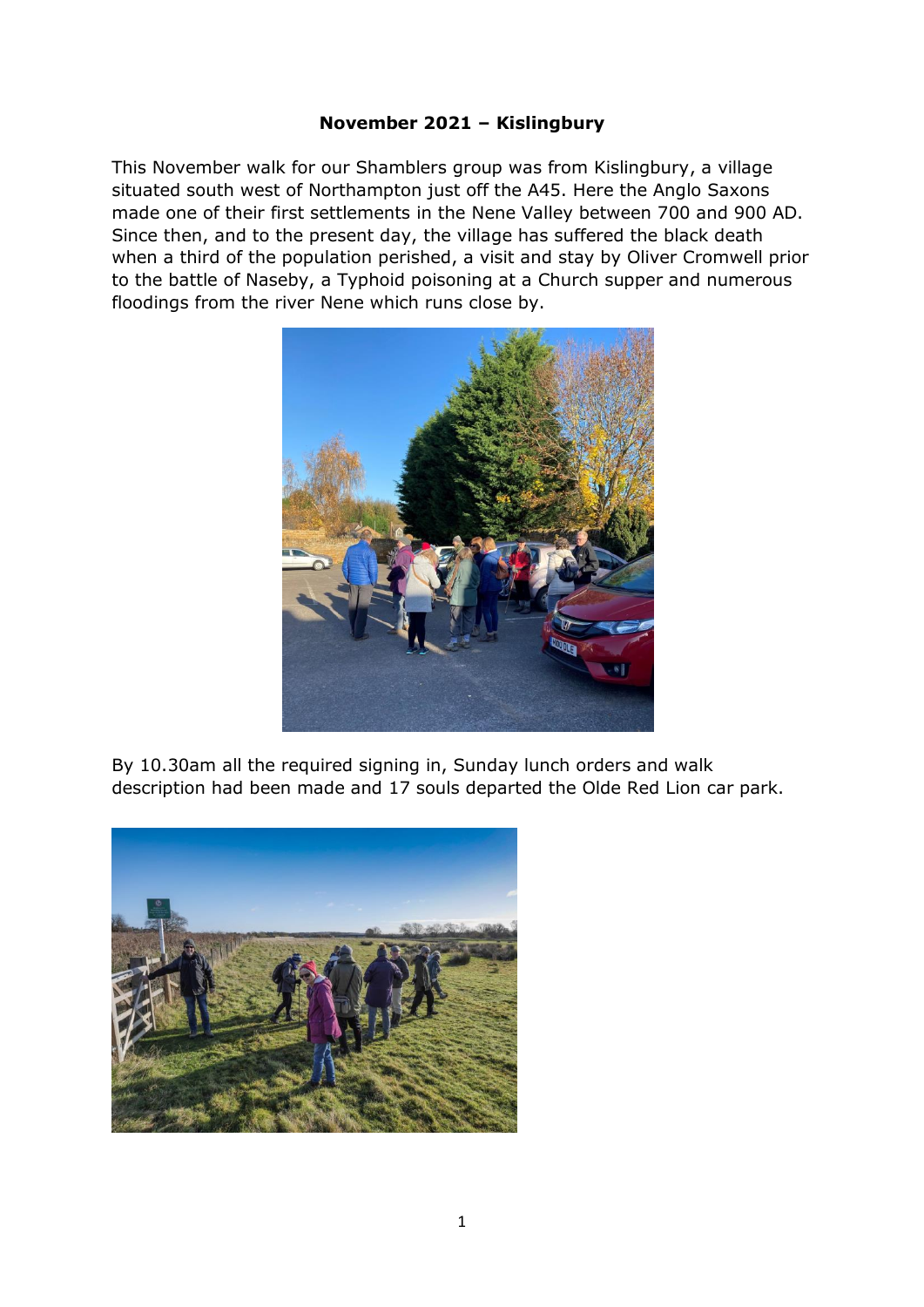**November 2021 – Kislingbury**

This November walk for our Shamblers group was from Kislingbury, a village situated south west of Northampton just off the A45. Here the Anglo Saxons made one of their first settlements in the Nene Valley between 700 and 900 AD. Since then, and to the present day, the village has suffered the black death when a third of the population perished, a visit and stay by Oliver Cromwell prior to the battle of Naseby, a Typhoid poisoning at a Church supper and numerous floodings from the river Nene which runs close by.

By 10.30am all the required signing in, Sunday lunch orders and walk description had been made and 17 souls departed the Olde Red Lion car park.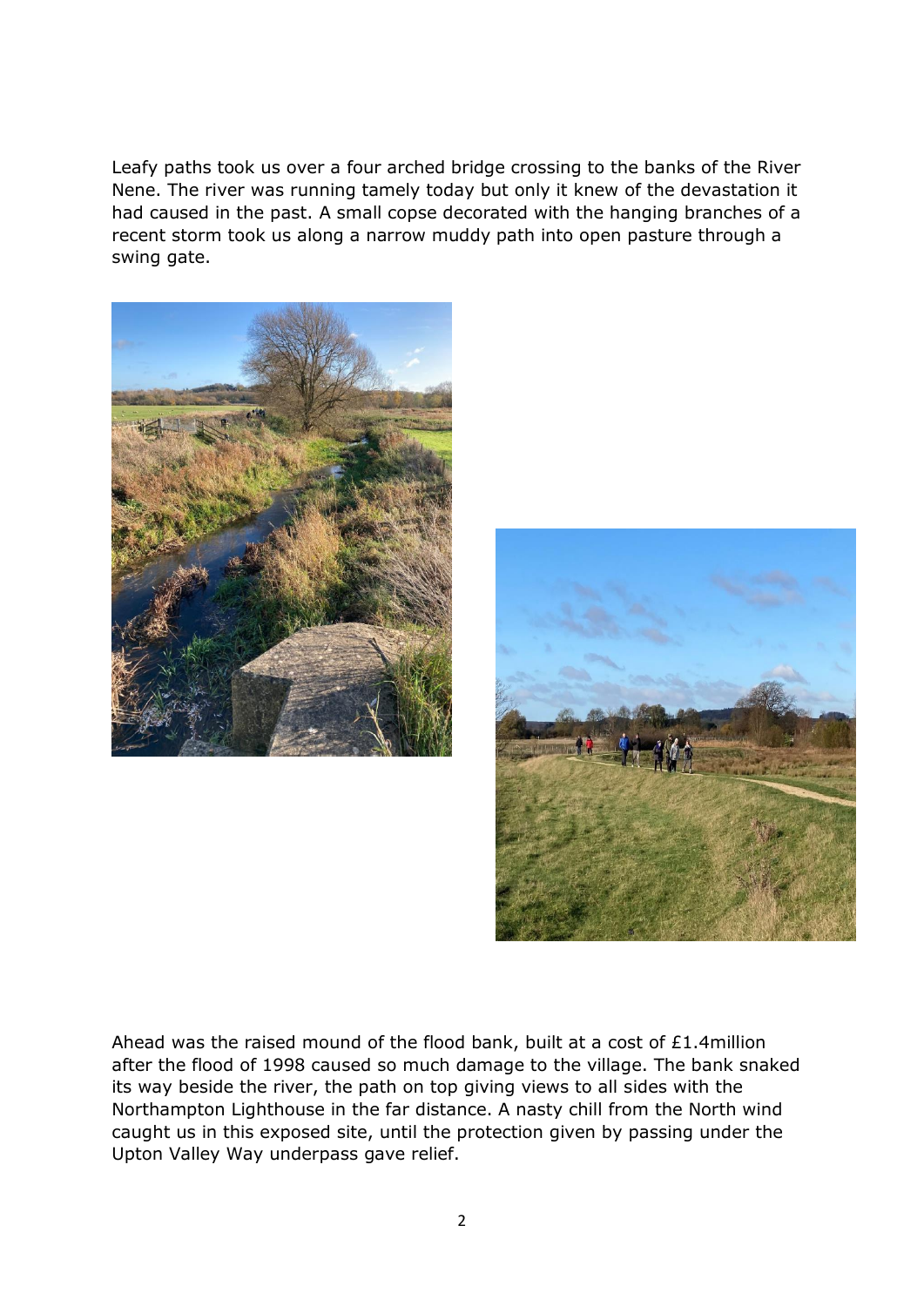Leafy paths took us over a four arched bridge crossing to the banks of the River Nene. The river was running tamely today but only it knew of the devastation it had caused in the past. A small copse decorated with the hanging branches of a recent storm took us along a narrow muddy path into open pasture through a swing gate.

Ahead was the raised mound of the flood bank, built at a cost of £1.4million after the flood of 1998 caused so much damage to the village. The bank snaked its way beside the river, the path on top giving views to all sides with the Northampton Lighthouse in the far distance. A nasty chill from the North wind caught us in this exposed site, until the protection given by passing under the Upton Valley Way underpass gave relief.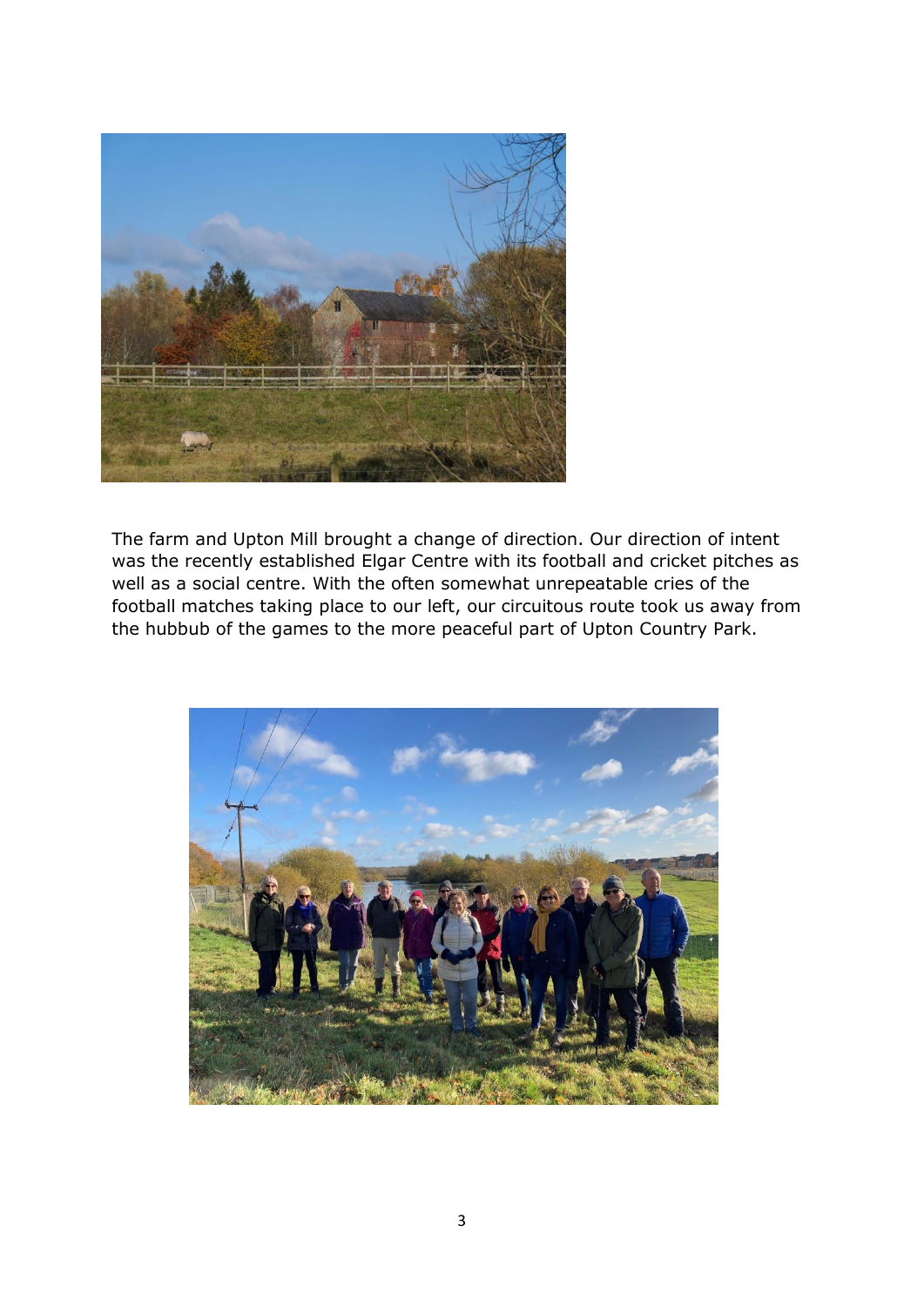The farm and Upton Mill brought a change of direction. Our direction of intent was the recently established Elgar Centre with its football and cricket pitches as well as a social centre. With the often somewhat unrepeatable cries of the football matches taking place to our left, our circuitous route took us away from the hubbub of the games to the more peaceful part of Upton Country Park.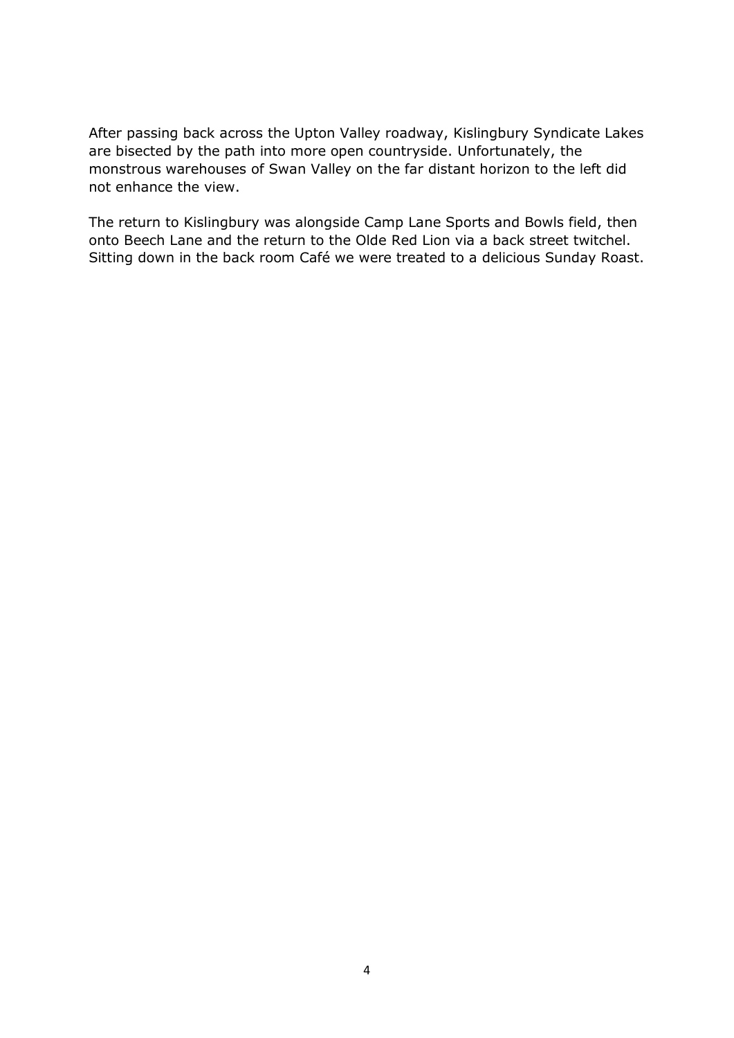After passing back across the Upton Valley roadway, Kislingbury Syndicate Lakes are bisected by the path into more open countryside. Unfortunately, the monstrous warehouses of Swan Valley on the far distant horizon to the left did not enhance the view.

The return to Kislingbury was alongside Camp Lane Sports and Bowls field, then onto Beech Lane and the return to the Olde Red Lion via a back street twitchel. Sitting down in the back room Café we were treated to a delicious Sunday Roast.